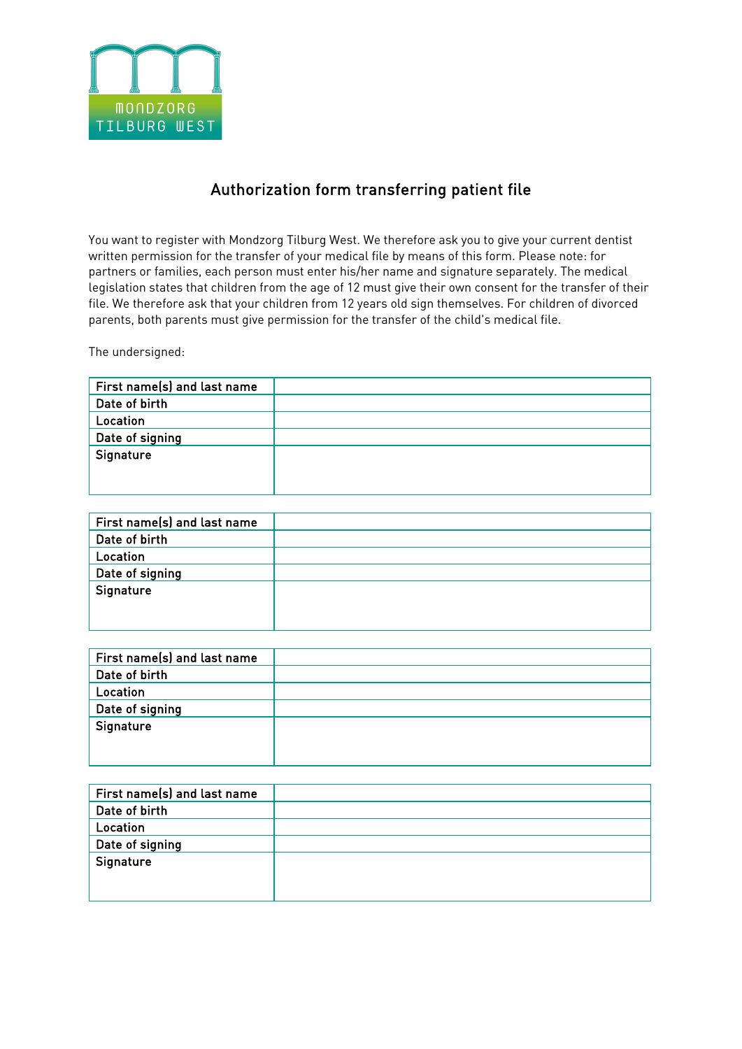MONDZORG TILBURG WEST

# Authorization form transferring patient file

You want to register with Mondzorg Tilburg West. We therefore ask you to give your current dentist written permission for the transfer of your medical file by means of this form. Please note: for partners or families, each person must enter his/her name and signature separately. The medical legislation states that children from the age of 12 must give their own consent for the transfer of their file. We therefore ask that your children from 12 years old sign themselves. For children of divorced parents, both parents must give permission for the transfer of the child's medical file.

The undersigned:

| First name(s) and last name | |
|---|---|
| Date of birth | |
| Location | |
| Date of signing | |
| Signature | |

| First name(s) and last name | |
|---|---|
| Date of birth | |
| Location | |
| Date of signing | |
| Signature | |

| First name(s) and last name | |
|---|---|
| Date of birth | |
| Location | |
| Date of signing | |
| Signature | |

| First name(s) and last name | |
|---|---|
| Date of birth | |
| Location | |
| Date of signing | |
| Signature | |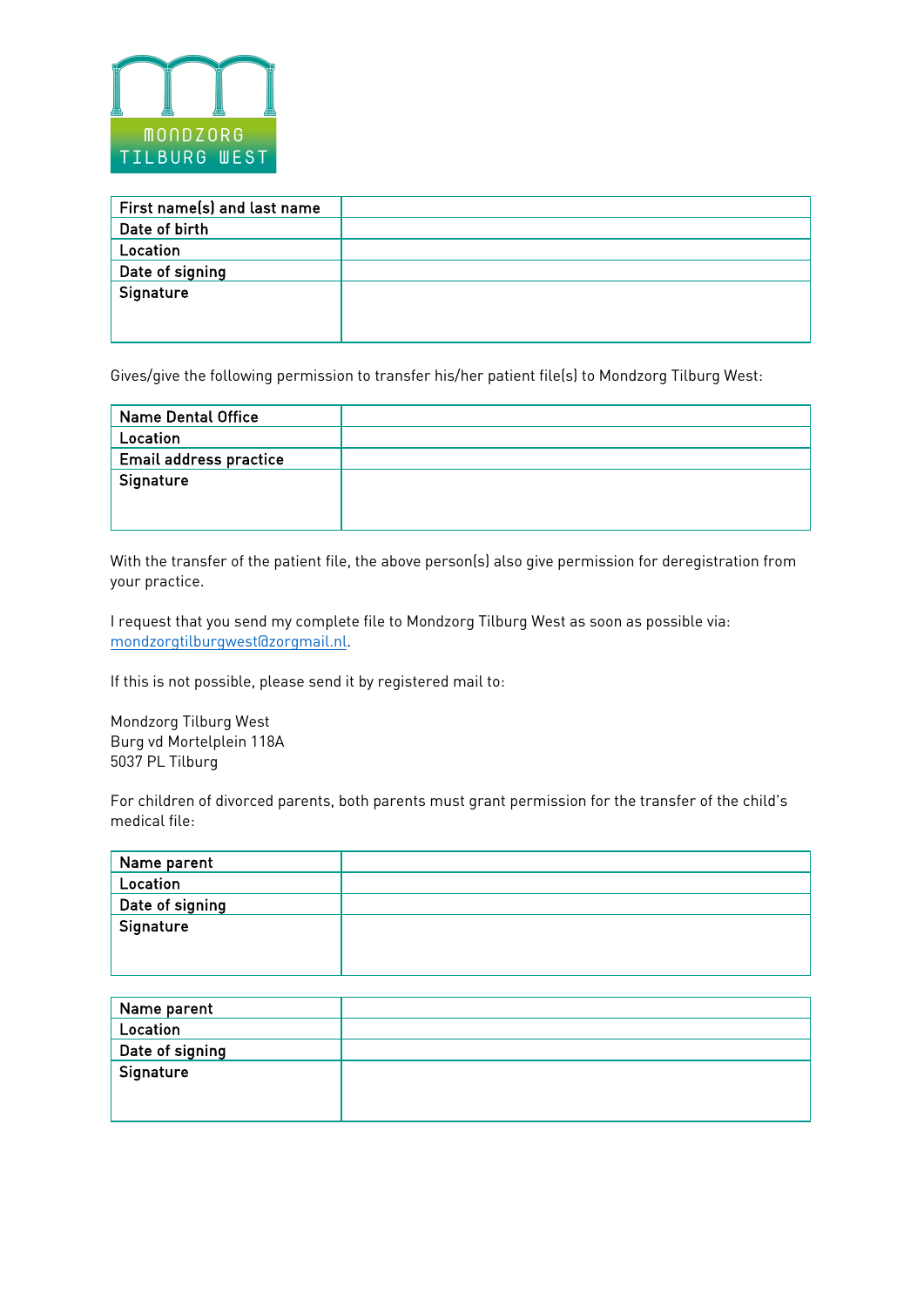| | |
|---|---|
| **First name(s) and last name** | |
| **Date of birth** | |
| **Location** | |
| **Date of signing** | |
| **Signature** | |

Gives/give the following permission to transfer his/her patient file(s) to Mondzorg Tilburg West:

| | |
|---|---|
| **Name Dental Office** | |
| **Location** | |
| **Email address practice** | |
| **Signature** | |

With the transfer of the patient file, the above person(s) also give permission for deregistration from your practice.

I request that you send my complete file to Mondzorg Tilburg West as soon as possible via: mondzorgtilburgwest@zorgmail.nl.

If this is not possible, please send it by registered mail to:

Mondzorg Tilburg West
Burg vd Mortelplein 118A
5037 PL Tilburg

For children of divorced parents, both parents must grant permission for the transfer of the child's medical file:

| | |
|---|---|
| **Name parent** | |
| **Location** | |
| **Date of signing** | |
| **Signature** | |

| | |
|---|---|
| **Name parent** | |
| **Location** | |
| **Date of signing** | |
| **Signature** | |